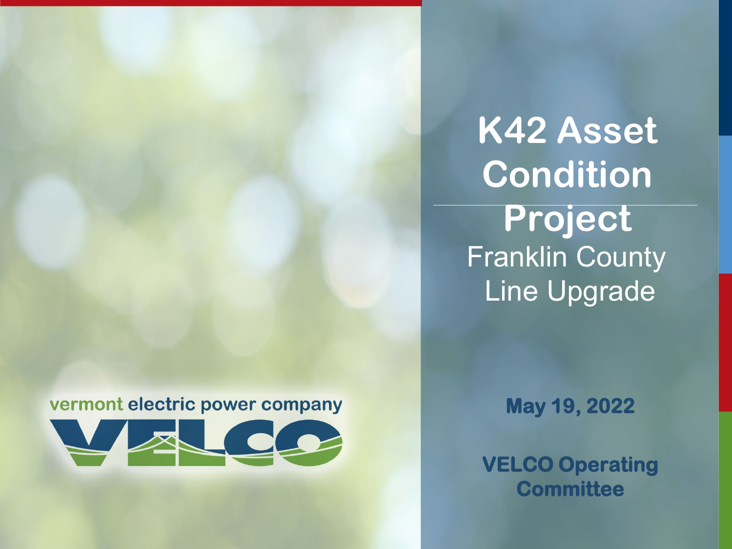# K42 Asset Condition Project

Franklin County Line Upgrade

vermont electric power company

VELCO

**May 19, 2022**

**VELCO Operating Committee**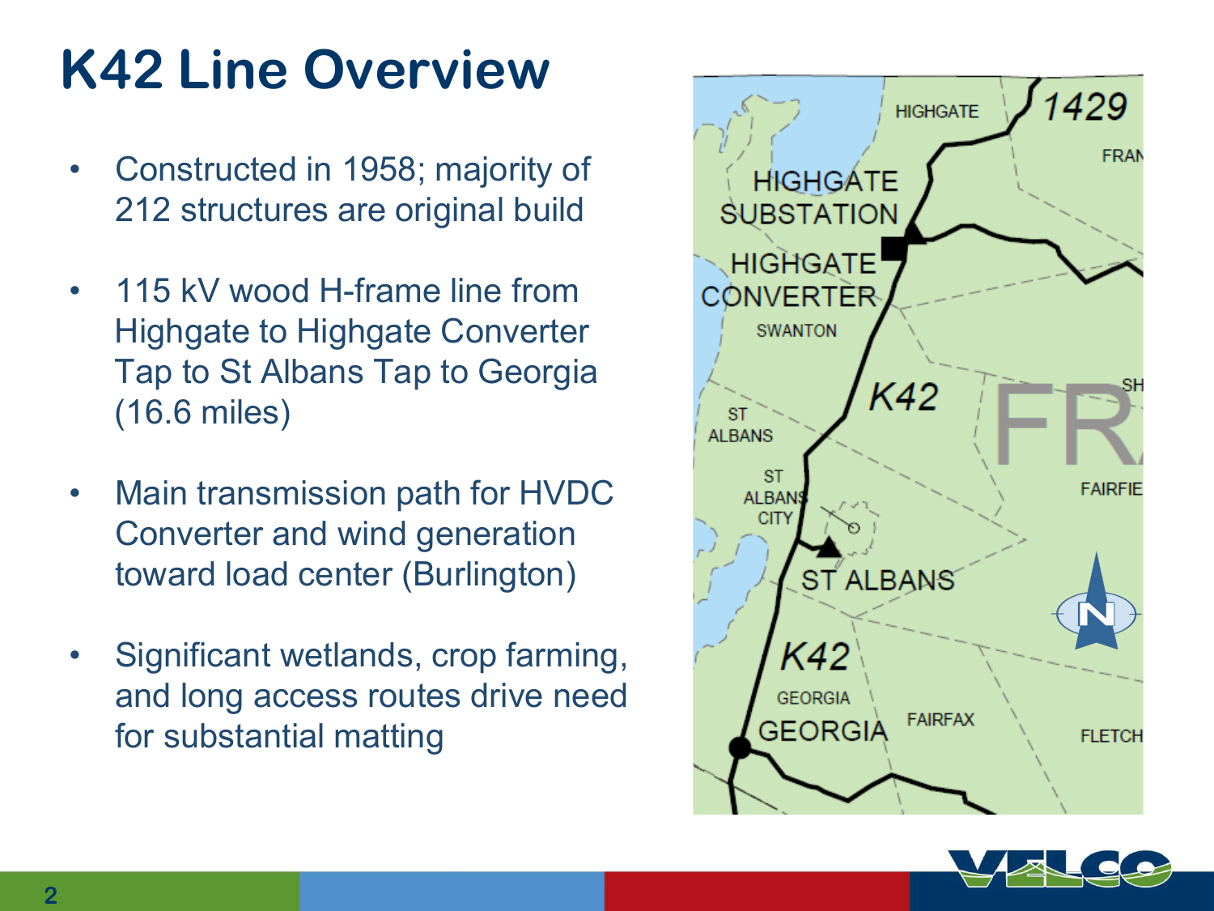# K42 Line Overview

- Constructed in 1958; majority of 212 structures are original build
- 115 kV wood H-frame line from Highgate to Highgate Converter Tap to St Albans Tap to Georgia (16.6 miles)
- Main transmission path for HVDC Converter and wind generation toward load center (Burlington)
- Significant wetlands, crop farming, and long access routes drive need for substantial matting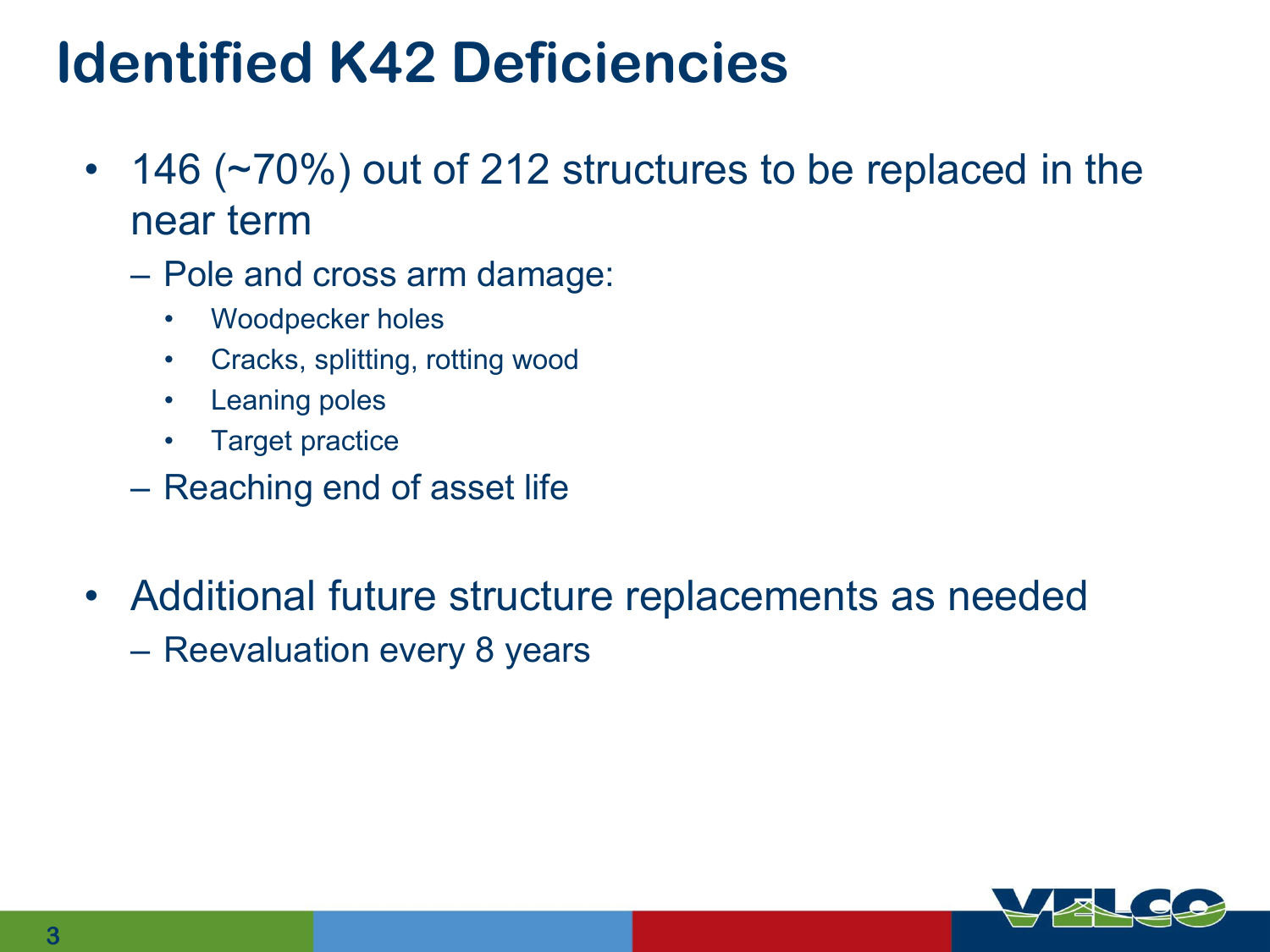# Identified K42 Deficiencies

- 146 (~70%) out of 212 structures to be replaced in the near term
  - Pole and cross arm damage:
    - Woodpecker holes
    - Cracks, splitting, rotting wood
    - Leaning poles
    - Target practice
  - Reaching end of asset life

- Additional future structure replacements as needed
  - Reevaluation every 8 years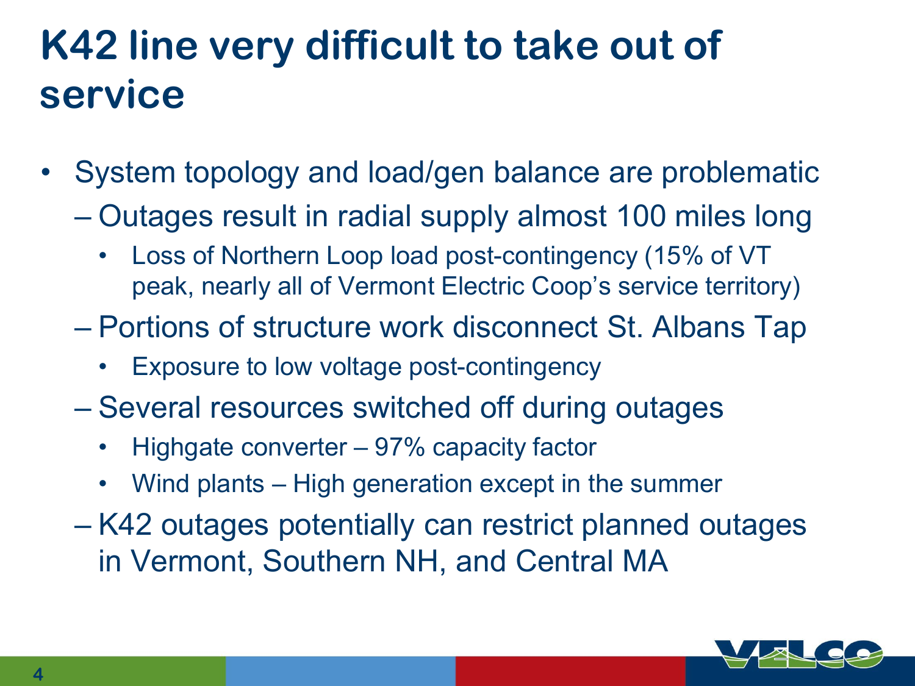# K42 line very difficult to take out of service

- System topology and load/gen balance are problematic
  - Outages result in radial supply almost 100 miles long
    - Loss of Northern Loop load post-contingency (15% of VT peak, nearly all of Vermont Electric Coop's service territory)
  - Portions of structure work disconnect St. Albans Tap
    - Exposure to low voltage post-contingency
  - Several resources switched off during outages
    - Highgate converter – 97% capacity factor
    - Wind plants – High generation except in the summer
  - K42 outages potentially can restrict planned outages in Vermont, Southern NH, and Central MA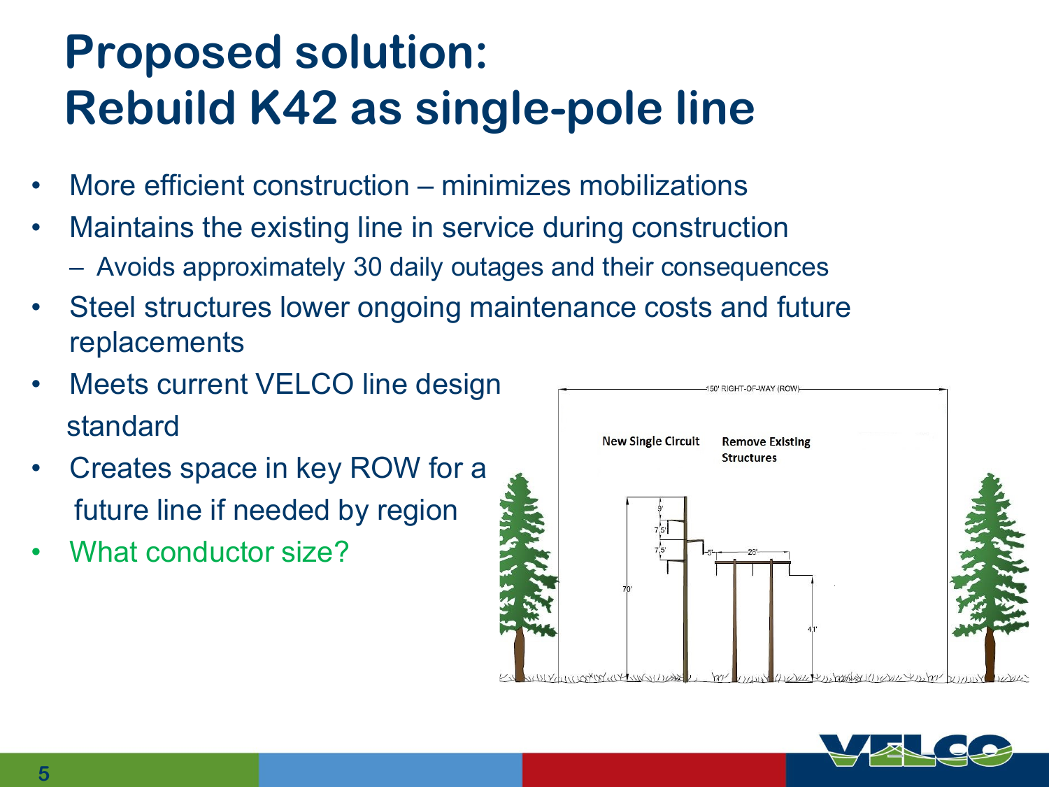# Proposed solution: Rebuild K42 as single-pole line

- More efficient construction – minimizes mobilizations
- Maintains the existing line in service during construction
  - Avoids approximately 30 daily outages and their consequences
- Steel structures lower ongoing maintenance costs and future replacements
- Meets current VELCO line design standard
- Creates space in key ROW for a future line if needed by region
- What conductor size?

150' RIGHT-OF-WAY (ROW)

New Single Circuit

Remove Existing Structures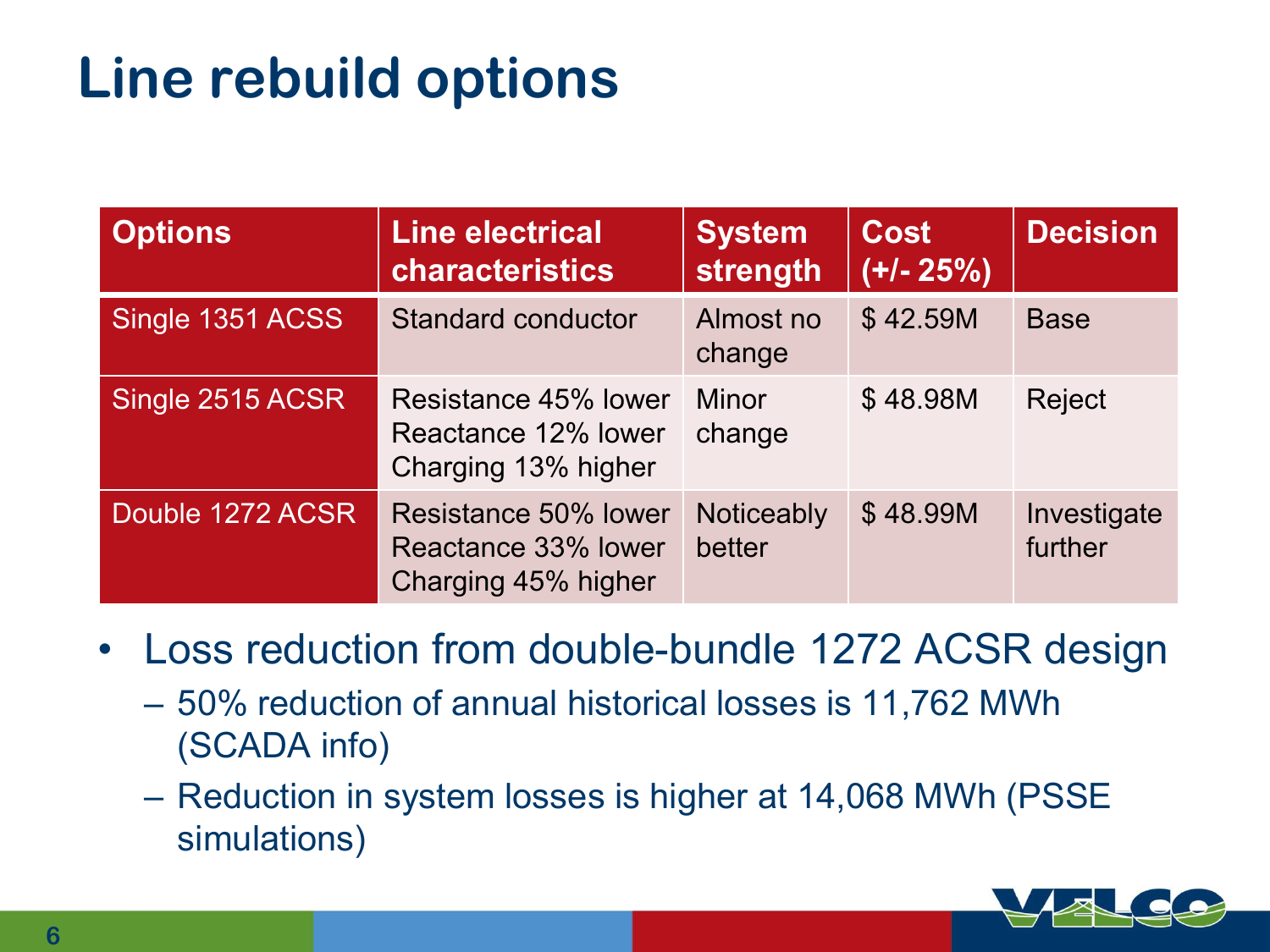# Line rebuild options

| Options | Line electrical characteristics | System strength | Cost (+/- 25%) | Decision |
|---|---|---|---|---|
| Single 1351 ACSS | Standard conductor | Almost no change | $ 42.59M | Base |
| Single 2515 ACSR | Resistance 45% lower<br>Reactance 12% lower<br>Charging 13% higher | Minor change | $ 48.98M | Reject |
| Double 1272 ACSR | Resistance 50% lower<br>Reactance 33% lower<br>Charging 45% higher | Noticeably better | $ 48.99M | Investigate further |

- Loss reduction from double-bundle 1272 ACSR design
  - 50% reduction of annual historical losses is 11,762 MWh (SCADA info)
  - Reduction in system losses is higher at 14,068 MWh (PSSE simulations)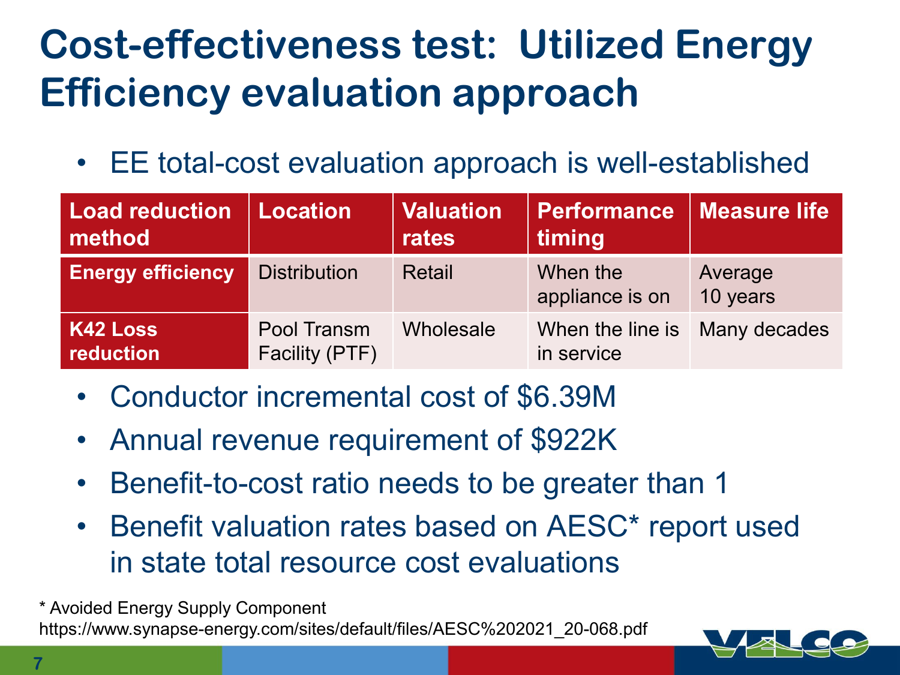# Cost-effectiveness test: Utilized Energy Efficiency evaluation approach

- EE total-cost evaluation approach is well-established

| Load reduction method | Location | Valuation rates | Performance timing | Measure life |
|---|---|---|---|---|
| **Energy efficiency** | Distribution | Retail | When the appliance is on | Average 10 years |
| **K42 Loss reduction** | Pool Transm Facility (PTF) | Wholesale | When the line is in service | Many decades |

- Conductor incremental cost of $6.39M
- Annual revenue requirement of $922K
- Benefit-to-cost ratio needs to be greater than 1
- Benefit valuation rates based on AESC* report used in state total resource cost evaluations

\* Avoided Energy Supply Component
https://www.synapse-energy.com/sites/default/files/AESC%202021_20-068.pdf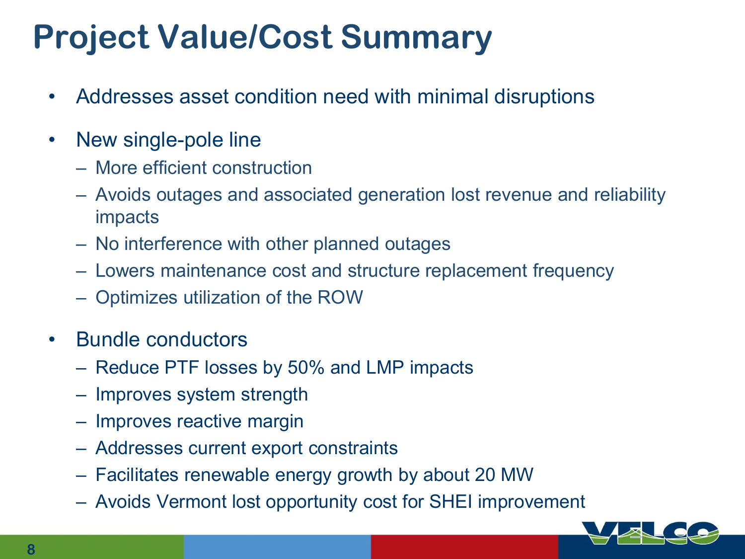# Project Value/Cost Summary

- Addresses asset condition need with minimal disruptions
- New single-pole line
  - More efficient construction
  - Avoids outages and associated generation lost revenue and reliability impacts
  - No interference with other planned outages
  - Lowers maintenance cost and structure replacement frequency
  - Optimizes utilization of the ROW
- Bundle conductors
  - Reduce PTF losses by 50% and LMP impacts
  - Improves system strength
  - Improves reactive margin
  - Addresses current export constraints
  - Facilitates renewable energy growth by about 20 MW
  - Avoids Vermont lost opportunity cost for SHEI improvement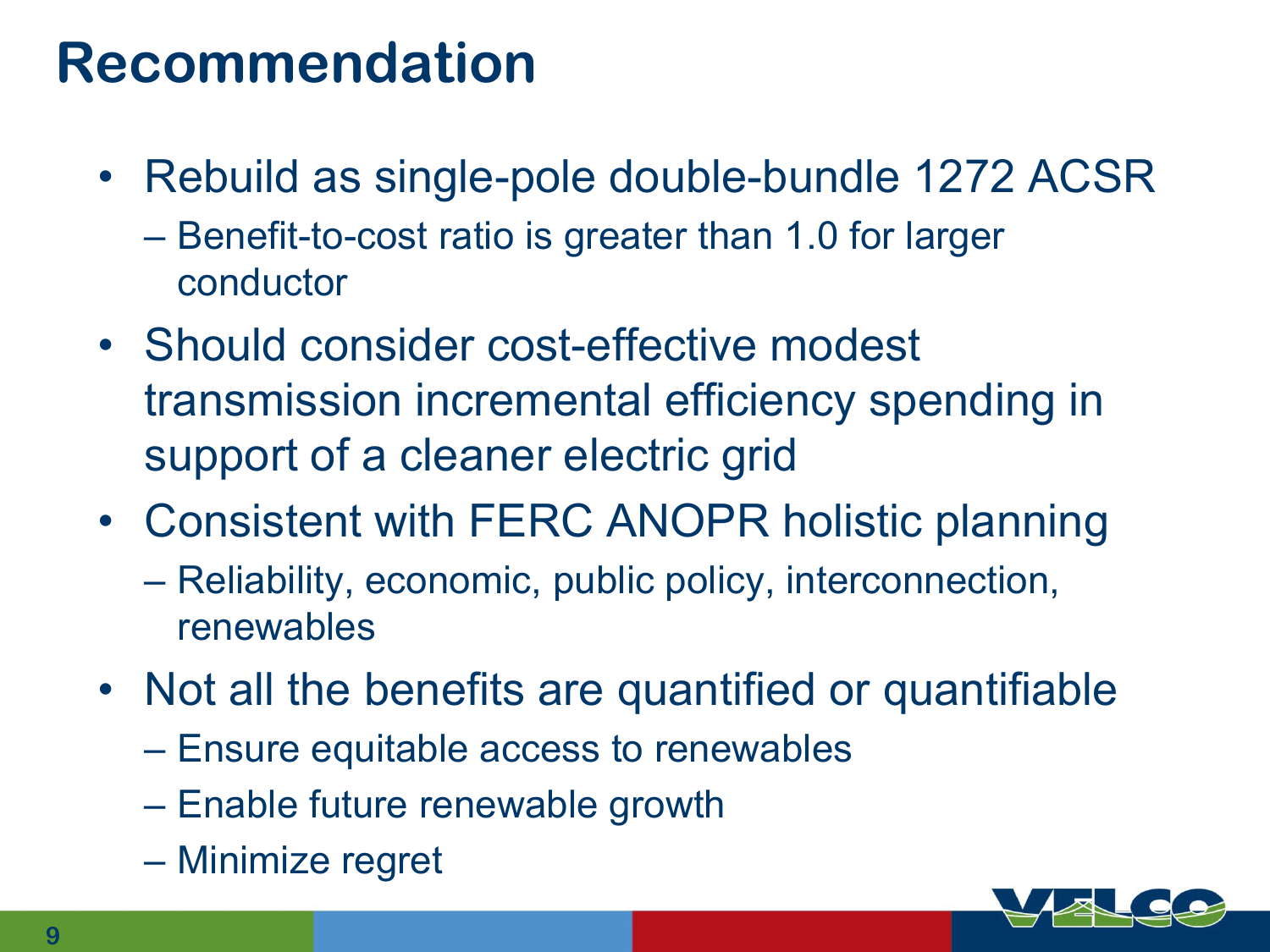# Recommendation

- Rebuild as single-pole double-bundle 1272 ACSR
  - Benefit-to-cost ratio is greater than 1.0 for larger conductor
- Should consider cost-effective modest transmission incremental efficiency spending in support of a cleaner electric grid
- Consistent with FERC ANOPR holistic planning
  - Reliability, economic, public policy, interconnection, renewables
- Not all the benefits are quantified or quantifiable
  - Ensure equitable access to renewables
  - Enable future renewable growth
  - Minimize regret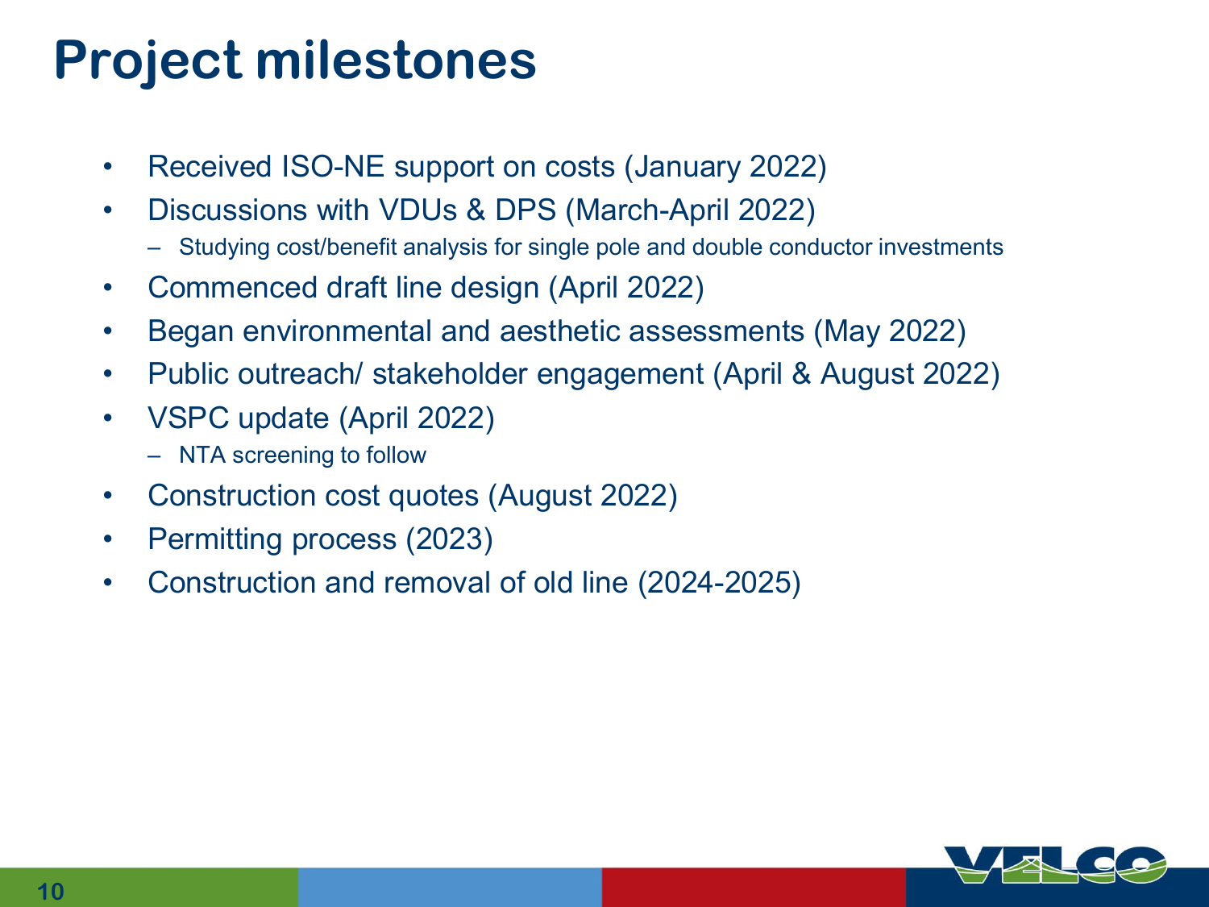# Project milestones

- Received ISO-NE support on costs (January 2022)
- Discussions with VDUs & DPS (March-April 2022)
  - Studying cost/benefit analysis for single pole and double conductor investments
- Commenced draft line design (April 2022)
- Began environmental and aesthetic assessments (May 2022)
- Public outreach/ stakeholder engagement (April & August 2022)
- VSPC update (April 2022)
  - NTA screening to follow
- Construction cost quotes (August 2022)
- Permitting process (2023)
- Construction and removal of old line (2024-2025)